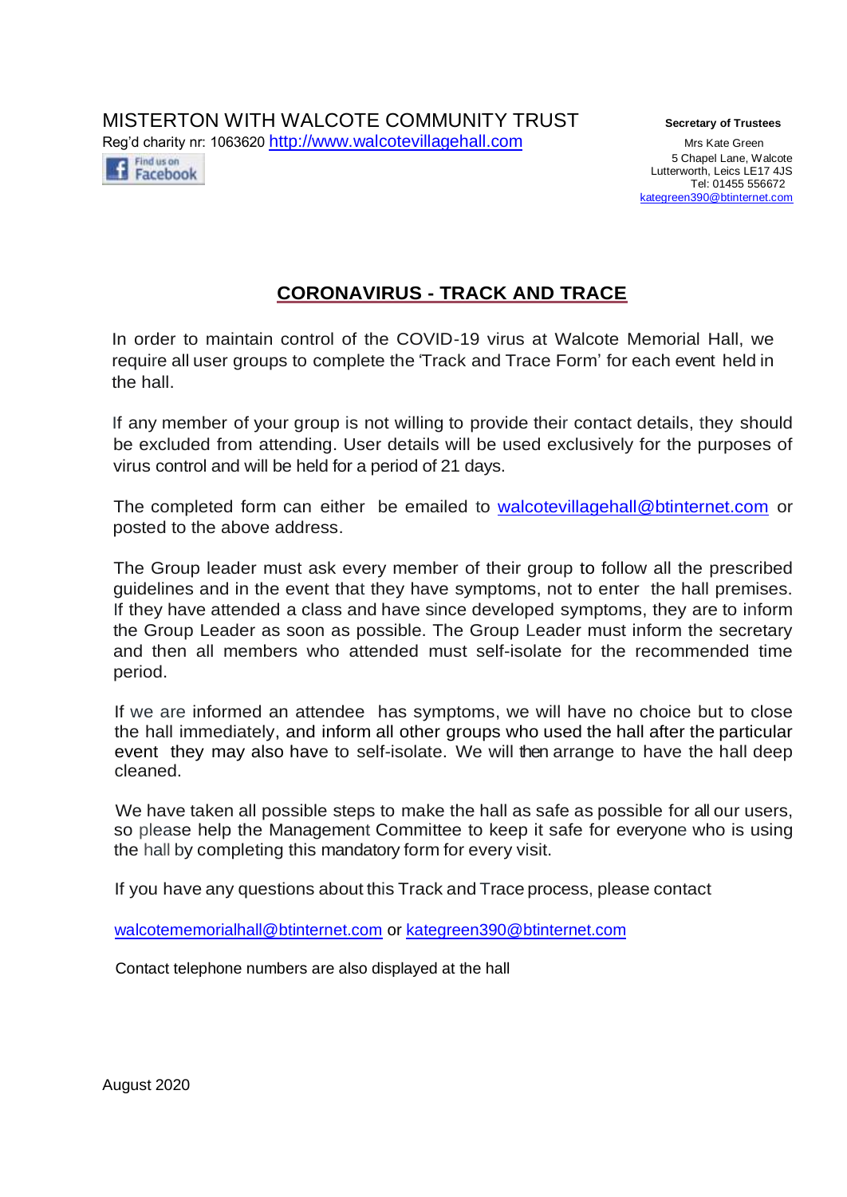MISTERTON WITH WALCOTE COMMUNITY TRUST

Reg'd charity nr: 1063620 http://www.walcotevillagehall.com

Find us on Facebook

**Secretary of Trustees**

Mrs Kate Green
5 Chapel Lane, Walcote
Lutterworth, Leics LE17 4JS
Tel: 01455 556672
kategreen390@btinternet.com

# CORONAVIRUS - TRACK AND TRACE

In order to maintain control of the COVID-19 virus at Walcote Memorial Hall, we require all user groups to complete the 'Track and Trace Form' for each event held in the hall.

If any member of your group is not willing to provide their contact details, they should be excluded from attending. User details will be used exclusively for the purposes of virus control and will be held for a period of 21 days.

The completed form can either be emailed to walcotevillagehall@btinternet.com or posted to the above address.

The Group leader must ask every member of their group to follow all the prescribed guidelines and in the event that they have symptoms, not to enter the hall premises. If they have attended a class and have since developed symptoms, they are to inform the Group Leader as soon as possible. The Group Leader must inform the secretary and then all members who attended must self-isolate for the recommended time period.

If we are informed an attendee has symptoms, we will have no choice but to close the hall immediately, and inform all other groups who used the hall after the particular event they may also have to self-isolate. We will then arrange to have the hall deep cleaned.

We have taken all possible steps to make the hall as safe as possible for all our users, so please help the Management Committee to keep it safe for everyone who is using the hall by completing this mandatory form for every visit.

If you have any questions about this Track and Trace process, please contact

walcotememorialhall@btinternet.com or kategreen390@btinternet.com

Contact telephone numbers are also displayed at the hall

August 2020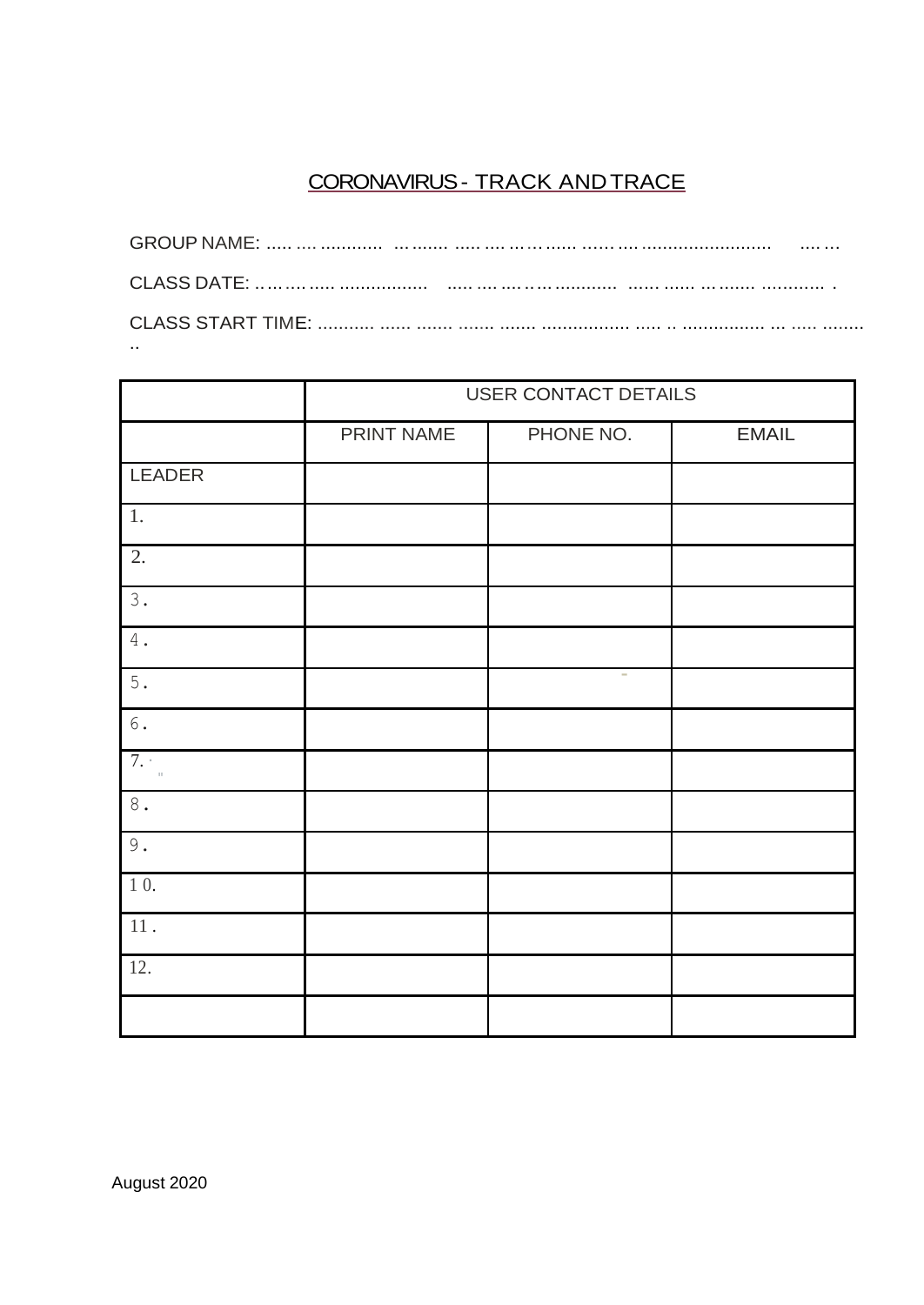# CORONAVIRUS - TRACK AND TRACE

GROUP NAME: ..... .... ........... ......... ..... .... ... ... ...... ...... .... ......................... .... ...

CLASS DATE: .. ... ... ..... ................ ..... .... .... ... ... ........... ...... ...... ... ....... ........... .

CLASS START TIME: .......... ...... ....... ....... ....... ................ ..... .. ................ ... ..... ........ ..

| | USER CONTACT DETAILS | | |
|---|---|---|---|
| | PRINT NAME | PHONE NO. | EMAIL |
| LEADER | | | |
| 1. | | | |
| 2. | | | |
| 3. | | | |
| 4. | | | |
| 5. | | | |
| 6. | | | |
| 7. | | | |
| 8. | | | |
| 9. | | | |
| 10. | | | |
| 11. | | | |
| 12. | | | |
| | | | |

August 2020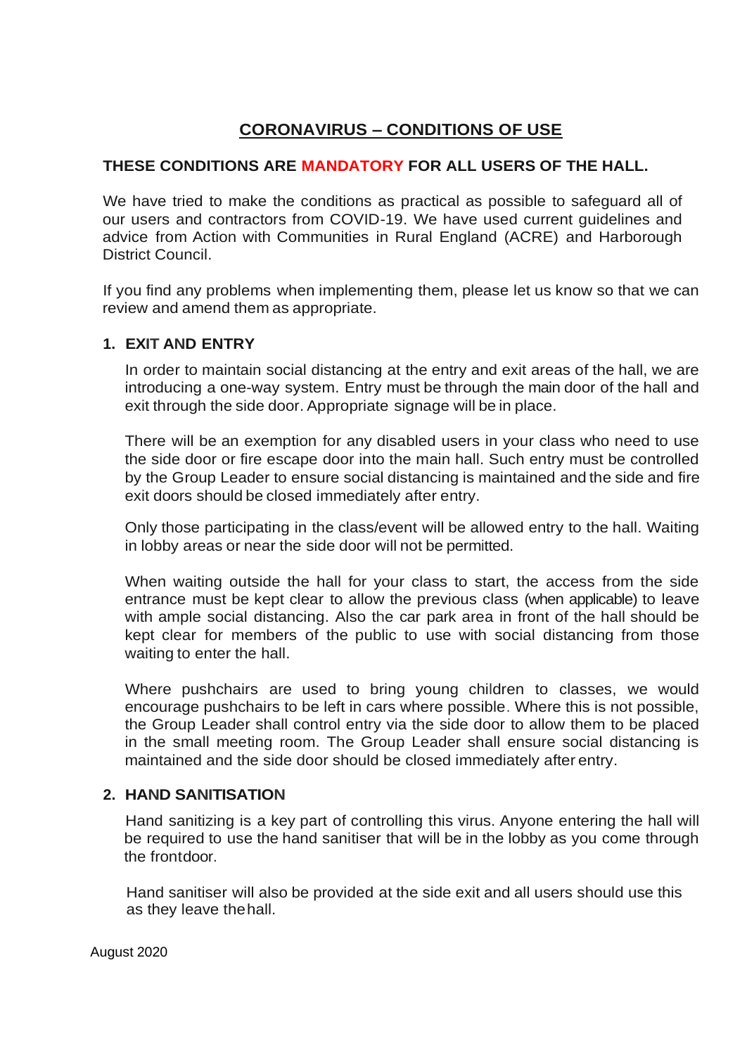# CORONAVIRUS – CONDITIONS OF USE

**THESE CONDITIONS ARE MANDATORY FOR ALL USERS OF THE HALL.**

We have tried to make the conditions as practical as possible to safeguard all of our users and contractors from COVID-19. We have used current guidelines and advice from Action with Communities in Rural England (ACRE) and Harborough District Council.

If you find any problems when implementing them, please let us know so that we can review and amend them as appropriate.

## 1. EXIT AND ENTRY

In order to maintain social distancing at the entry and exit areas of the hall, we are introducing a one-way system. Entry must be through the main door of the hall and exit through the side door. Appropriate signage will be in place.

There will be an exemption for any disabled users in your class who need to use the side door or fire escape door into the main hall. Such entry must be controlled by the Group Leader to ensure social distancing is maintained and the side and fire exit doors should be closed immediately after entry.

Only those participating in the class/event will be allowed entry to the hall. Waiting in lobby areas or near the side door will not be permitted.

When waiting outside the hall for your class to start, the access from the side entrance must be kept clear to allow the previous class (when applicable) to leave with ample social distancing. Also the car park area in front of the hall should be kept clear for members of the public to use with social distancing from those waiting to enter the hall.

Where pushchairs are used to bring young children to classes, we would encourage pushchairs to be left in cars where possible. Where this is not possible, the Group Leader shall control entry via the side door to allow them to be placed in the small meeting room. The Group Leader shall ensure social distancing is maintained and the side door should be closed immediately after entry.

## 2. HAND SANITISATION

Hand sanitizing is a key part of controlling this virus. Anyone entering the hall will be required to use the hand sanitiser that will be in the lobby as you come through the front door.

Hand sanitiser will also be provided at the side exit and all users should use this as they leave the hall.

August 2020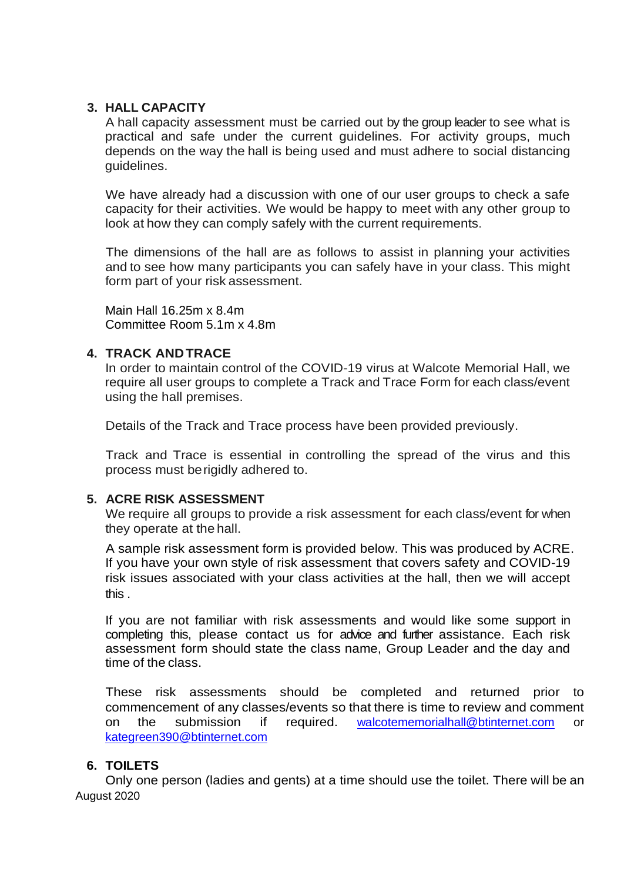## 3. HALL CAPACITY

A hall capacity assessment must be carried out by the group leader to see what is practical and safe under the current guidelines. For activity groups, much depends on the way the hall is being used and must adhere to social distancing guidelines.

We have already had a discussion with one of our user groups to check a safe capacity for their activities. We would be happy to meet with any other group to look at how they can comply safely with the current requirements.

The dimensions of the hall are as follows to assist in planning your activities and to see how many participants you can safely have in your class. This might form part of your risk assessment.

Main Hall 16.25m x 8.4m
Committee Room 5.1m x 4.8m

## 4. TRACK AND TRACE

In order to maintain control of the COVID-19 virus at Walcote Memorial Hall, we require all user groups to complete a Track and Trace Form for each class/event using the hall premises.

Details of the Track and Trace process have been provided previously.

Track and Trace is essential in controlling the spread of the virus and this process must be rigidly adhered to.

## 5. ACRE RISK ASSESSMENT

We require all groups to provide a risk assessment for each class/event for when they operate at the hall.

A sample risk assessment form is provided below. This was produced by ACRE. If you have your own style of risk assessment that covers safety and COVID-19 risk issues associated with your class activities at the hall, then we will accept this .

If you are not familiar with risk assessments and would like some support in completing this, please contact us for advice and further assistance. Each risk assessment form should state the class name, Group Leader and the day and time of the class.

These risk assessments should be completed and returned prior to commencement of any classes/events so that there is time to review and comment on the submission if required. walcotememorialhall@btinternet.com or kategreen390@btinternet.com

## 6. TOILETS

Only one person (ladies and gents) at a time should use the toilet. There will be an

August 2020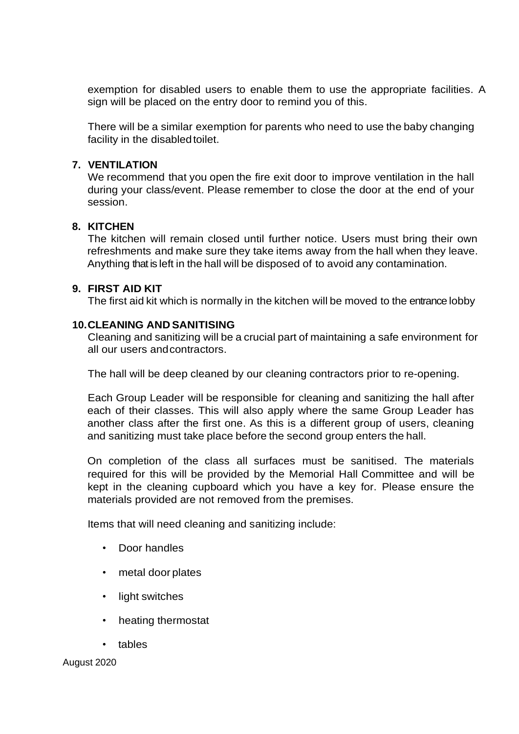exemption for disabled users to enable them to use the appropriate facilities. A sign will be placed on the entry door to remind you of this.

There will be a similar exemption for parents who need to use the baby changing facility in the disabled toilet.

**7. VENTILATION**

We recommend that you open the fire exit door to improve ventilation in the hall during your class/event. Please remember to close the door at the end of your session.

**8. KITCHEN**

The kitchen will remain closed until further notice. Users must bring their own refreshments and make sure they take items away from the hall when they leave. Anything that is left in the hall will be disposed of to avoid any contamination.

**9. FIRST AID KIT**

The first aid kit which is normally in the kitchen will be moved to the entrance lobby

**10. CLEANING AND SANITISING**

Cleaning and sanitizing will be a crucial part of maintaining a safe environment for all our users and contractors.

The hall will be deep cleaned by our cleaning contractors prior to re-opening.

Each Group Leader will be responsible for cleaning and sanitizing the hall after each of their classes. This will also apply where the same Group Leader has another class after the first one. As this is a different group of users, cleaning and sanitizing must take place before the second group enters the hall.

On completion of the class all surfaces must be sanitised. The materials required for this will be provided by the Memorial Hall Committee and will be kept in the cleaning cupboard which you have a key for. Please ensure the materials provided are not removed from the premises.

Items that will need cleaning and sanitizing include:

- Door handles
- metal door plates
- light switches
- heating thermostat
- tables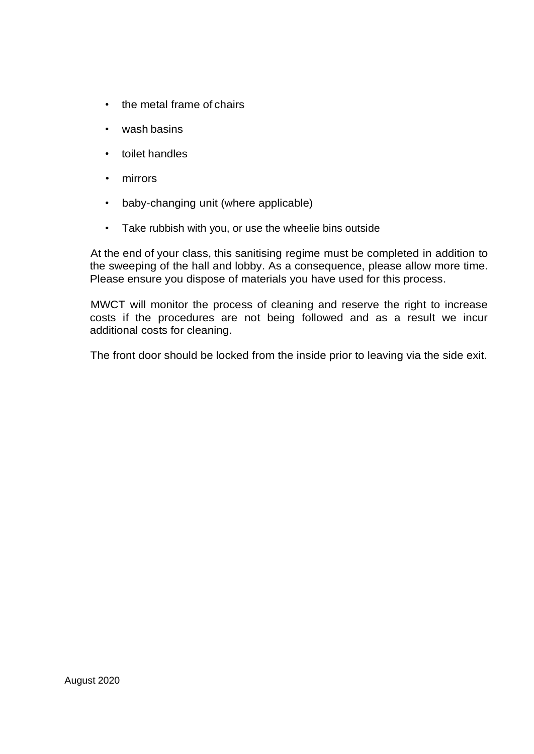- the metal frame of chairs
- wash basins
- toilet handles
- mirrors
- baby-changing unit (where applicable)
- Take rubbish with you, or use the wheelie bins outside

At the end of your class, this sanitising regime must be completed in addition to the sweeping of the hall and lobby. As a consequence, please allow more time. Please ensure you dispose of materials you have used for this process.

MWCT will monitor the process of cleaning and reserve the right to increase costs if the procedures are not being followed and as a result we incur additional costs for cleaning.

The front door should be locked from the inside prior to leaving via the side exit.

August 2020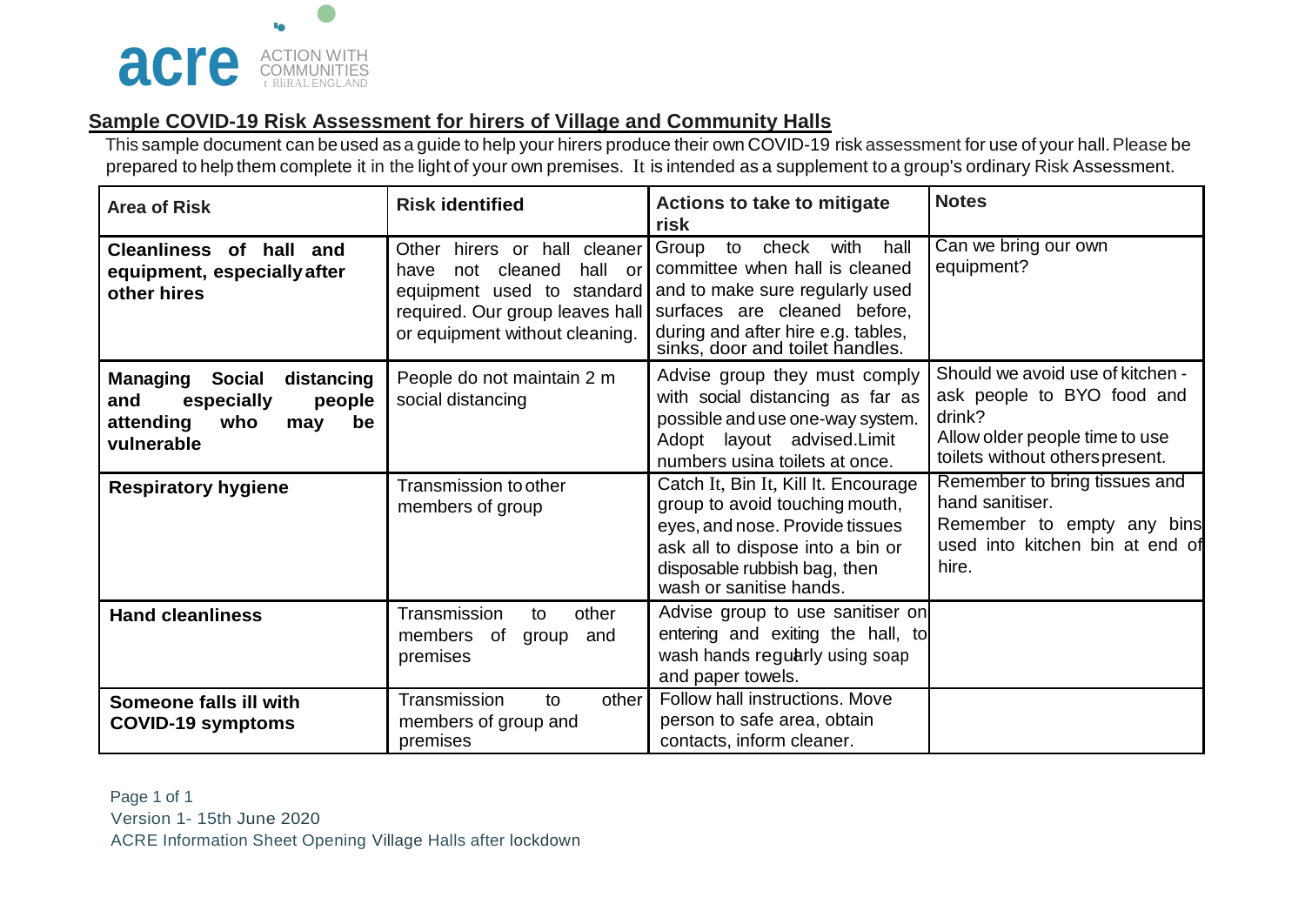acre ACTION WITH COMMUNITIES IN RURAL ENGLAND

## Sample COVID-19 Risk Assessment for hirers of Village and Community Halls

This sample document can be used as a guide to help your hirers produce their own COVID-19 risk assessment for use of your hall. Please be prepared to help them complete it in the light of your own premises. It is intended as a supplement to a group's ordinary Risk Assessment.

| Area of Risk | Risk identified | Actions to take to mitigate risk | Notes |
|---|---|---|---|
| **Cleanliness of hall and equipment, especially after other hires** | Other hirers or hall cleaner have not cleaned hall or equipment used to standard required. Our group leaves hall or equipment without cleaning. | Group to check with hall committee when hall is cleaned and to make sure regularly used surfaces are cleaned before, during and after hire e.g. tables, sinks, door and toilet handles. | Can we bring our own equipment? |
| **Managing Social distancing and especially people attending who may be vulnerable** | People do not maintain 2 m social distancing | Advise group they must comply with social distancing as far as possible and use one-way system. Adopt layout advised. Limit numbers usina toilets at once. | Should we avoid use of kitchen - ask people to BYO food and drink? Allow older people time to use toilets without others present. |
| **Respiratory hygiene** | Transmission to other members of group | Catch It, Bin It, Kill It. Encourage group to avoid touching mouth, eyes, and nose. Provide tissues ask all to dispose into a bin or disposable rubbish bag, then wash or sanitise hands. | Remember to bring tissues and hand sanitiser. Remember to empty any bins used into kitchen bin at end of hire. |
| **Hand cleanliness** | Transmission to other members of group and premises | Advise group to use sanitiser on entering and exiting the hall, to wash hands regularly using soap and paper towels. | |
| **Someone falls ill with COVID-19 symptoms** | Transmission to other members of group and premises | Follow hall instructions. Move person to safe area, obtain contacts, inform cleaner. | |

Version 1- 15th June 2020
ACRE Information Sheet Opening Village Halls after lockdown